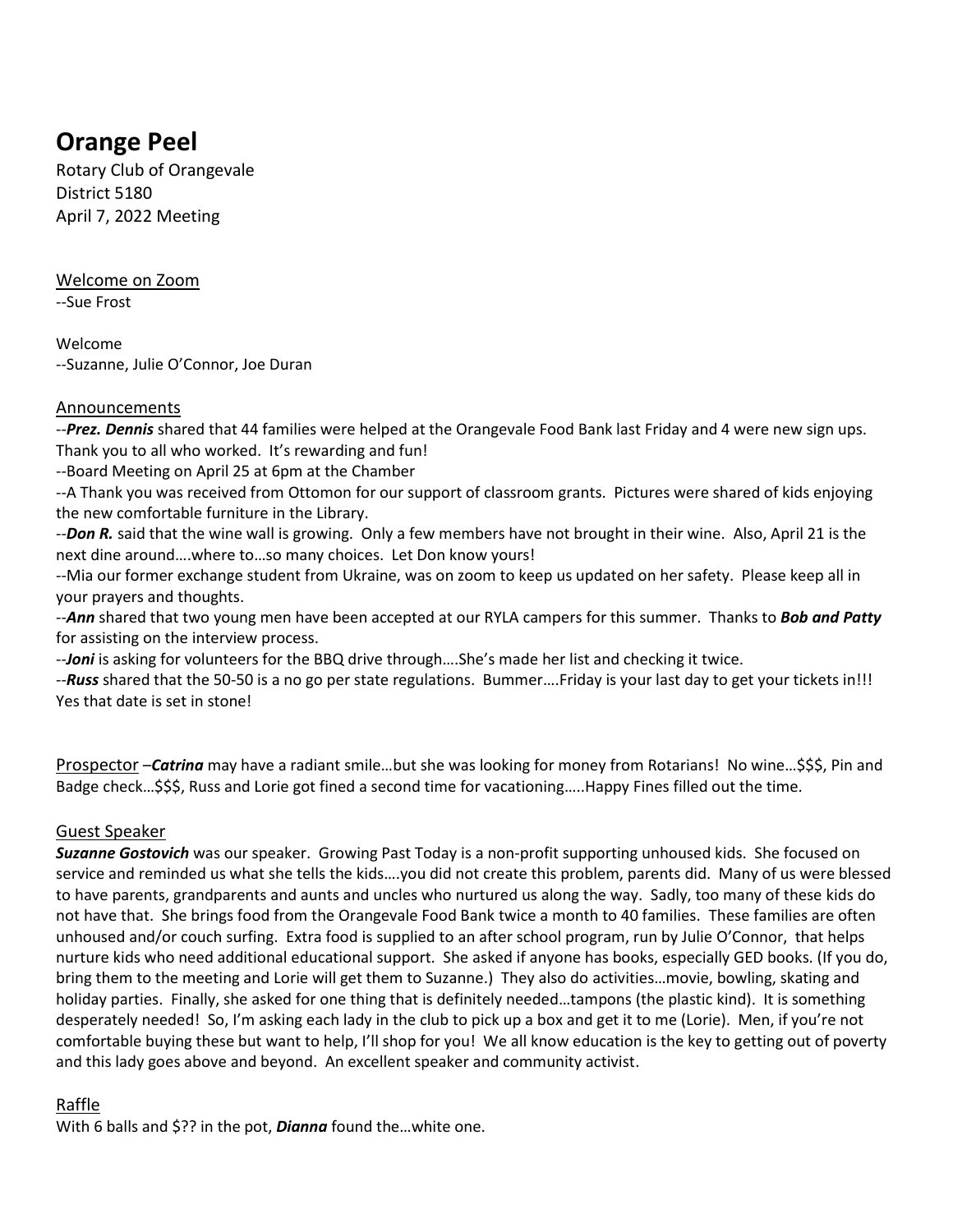# Orange Peel

Rotary Club of Orangevale
District 5180
April 7, 2022 Meeting

Welcome on Zoom
--Sue Frost

Welcome
--Suzanne, Julie O'Connor, Joe Duran

## Announcements

--***Prez. Dennis*** shared that 44 families were helped at the Orangevale Food Bank last Friday and 4 were new sign ups. Thank you to all who worked. It's rewarding and fun!

--Board Meeting on April 25 at 6pm at the Chamber

--A Thank you was received from Ottomon for our support of classroom grants. Pictures were shared of kids enjoying the new comfortable furniture in the Library.

--***Don R.*** said that the wine wall is growing. Only a few members have not brought in their wine. Also, April 21 is the next dine around….where to…so many choices. Let Don know yours!

--Mia our former exchange student from Ukraine, was on zoom to keep us updated on her safety. Please keep all in your prayers and thoughts.

--***Ann*** shared that two young men have been accepted at our RYLA campers for this summer. Thanks to ***Bob and Patty*** for assisting on the interview process.

--***Joni*** is asking for volunteers for the BBQ drive through….She's made her list and checking it twice.

--***Russ*** shared that the 50-50 is a no go per state regulations. Bummer….Friday is your last day to get your tickets in!!! Yes that date is set in stone!

Prospector –***Catrina*** may have a radiant smile…but she was looking for money from Rotarians! No wine…$$$, Pin and Badge check…$$$, Russ and Lorie got fined a second time for vacationing…..Happy Fines filled out the time.

## Guest Speaker

***Suzanne Gostovich*** was our speaker. Growing Past Today is a non-profit supporting unhoused kids. She focused on service and reminded us what she tells the kids….you did not create this problem, parents did. Many of us were blessed to have parents, grandparents and aunts and uncles who nurtured us along the way. Sadly, too many of these kids do not have that. She brings food from the Orangevale Food Bank twice a month to 40 families. These families are often unhoused and/or couch surfing. Extra food is supplied to an after school program, run by Julie O'Connor, that helps nurture kids who need additional educational support. She asked if anyone has books, especially GED books. (If you do, bring them to the meeting and Lorie will get them to Suzanne.) They also do activities…movie, bowling, skating and holiday parties. Finally, she asked for one thing that is definitely needed…tampons (the plastic kind). It is something desperately needed! So, I'm asking each lady in the club to pick up a box and get it to me (Lorie). Men, if you're not comfortable buying these but want to help, I'll shop for you! We all know education is the key to getting out of poverty and this lady goes above and beyond. An excellent speaker and community activist.

## Raffle

With 6 balls and $?? in the pot, ***Dianna*** found the…white one.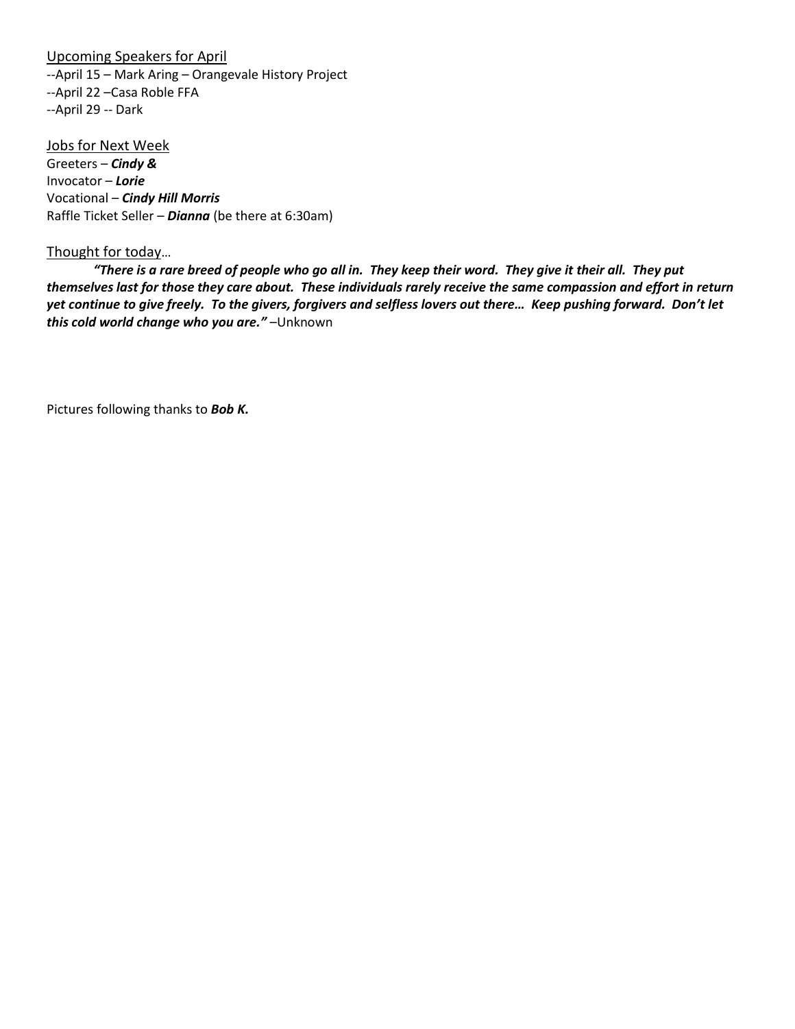Upcoming Speakers for April

--April 15 – Mark Aring – Orangevale History Project
--April 22 –Casa Roble FFA
--April 29 -- Dark

Jobs for Next Week

Greeters – ***Cindy &***
Invocator – ***Lorie***
Vocational – ***Cindy Hill Morris***
Raffle Ticket Seller – ***Dianna*** (be there at 6:30am)

Thought for today…

***"There is a rare breed of people who go all in. They keep their word. They give it their all. They put themselves last for those they care about. These individuals rarely receive the same compassion and effort in return yet continue to give freely. To the givers, forgivers and selfless lovers out there… Keep pushing forward. Don't let this cold world change who you are."*** –Unknown

Pictures following thanks to ***Bob K.***